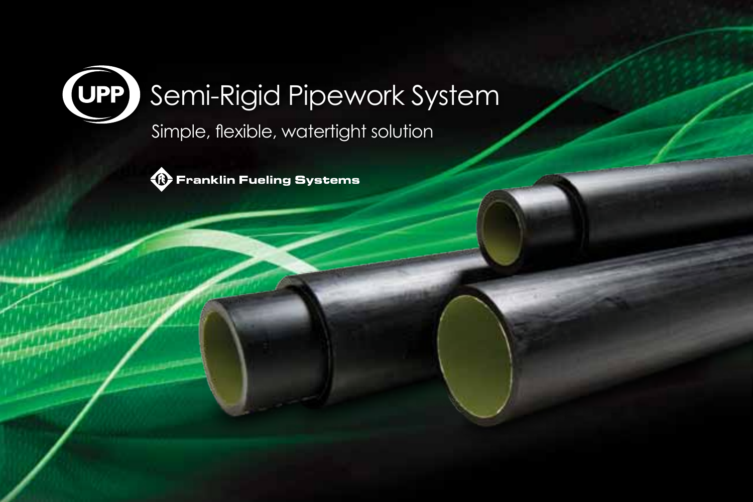# UPP Semi-Rigid Pipework System

## Simple, flexible, watertight solution

Franklin Fueling Systems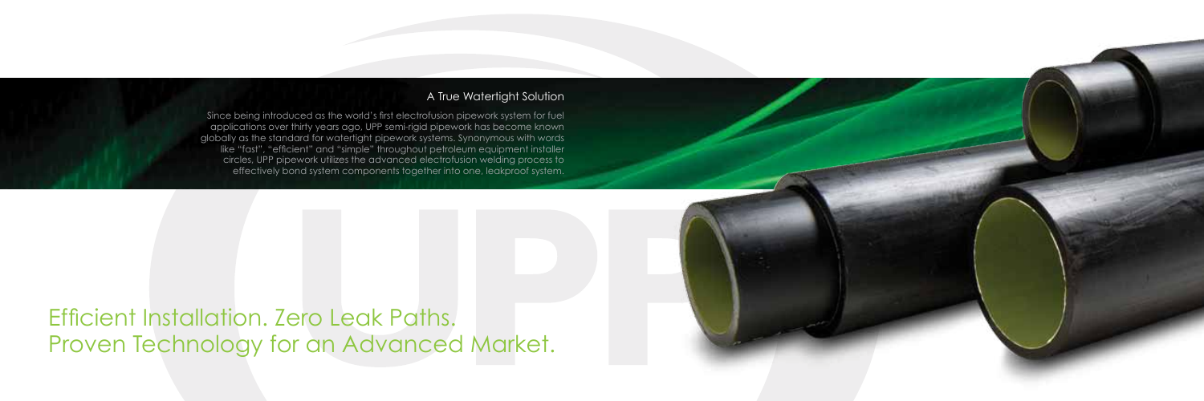## A True Watertight Solution

Since being introduced as the world's first electrofusion pipework system for fuel applications over thirty years ago, UPP semi-rigid pipework has become known globally as the standard for watertight pipework systems. Synonymous with words like "fast", "efficient" and "simple" throughout petroleum equipment installer circles, UPP pipework utilizes the advanced electrofusion welding process to effectively bond system components together into one, leakproof system.

# Efficient Installation. Zero Leak Paths.
# Proven Technology for an Advanced Market.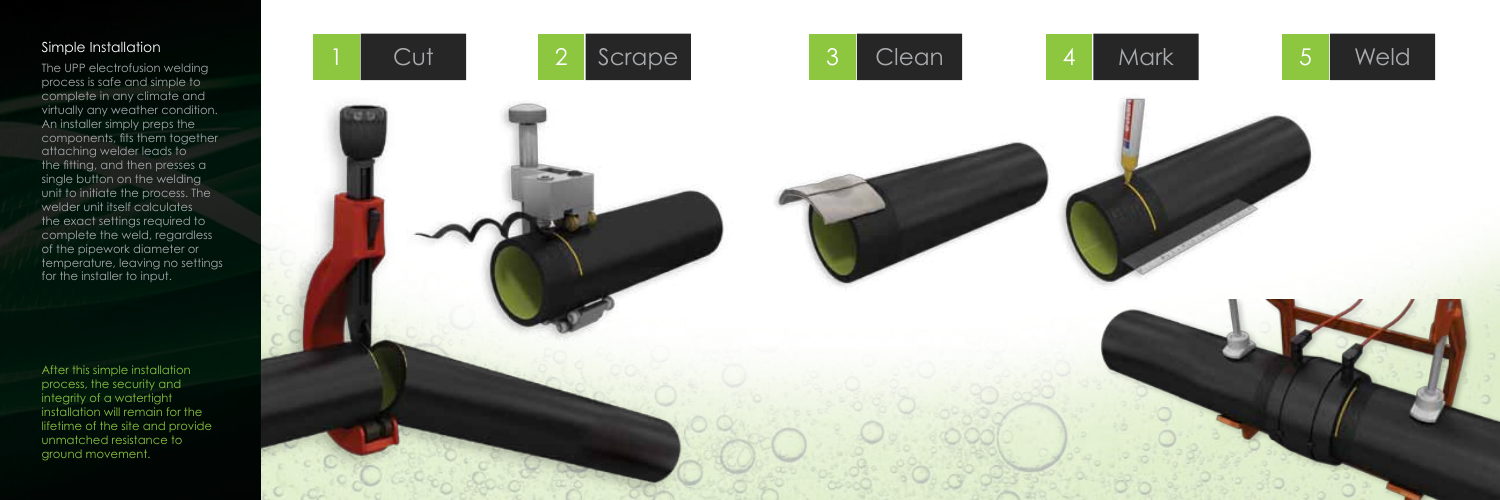## Simple Installation

The UPP electrofusion welding process is safe and simple to complete in any climate and virtually any weather condition. An installer simply preps the components, fits them together attaching welder leads to the fitting, and then presses a single button on the welding unit to initiate the process. The welder unit itself calculates the exact settings required to complete the weld, regardless of the pipework diameter or temperature, leaving no settings for the installer to input.

After this simple installation process, the security and integrity of a watertight installation will remain for the lifetime of the site and provide unmatched resistance to ground movement.

1 Cut

2 Scrape

3 Clean

4 Mark

5 Weld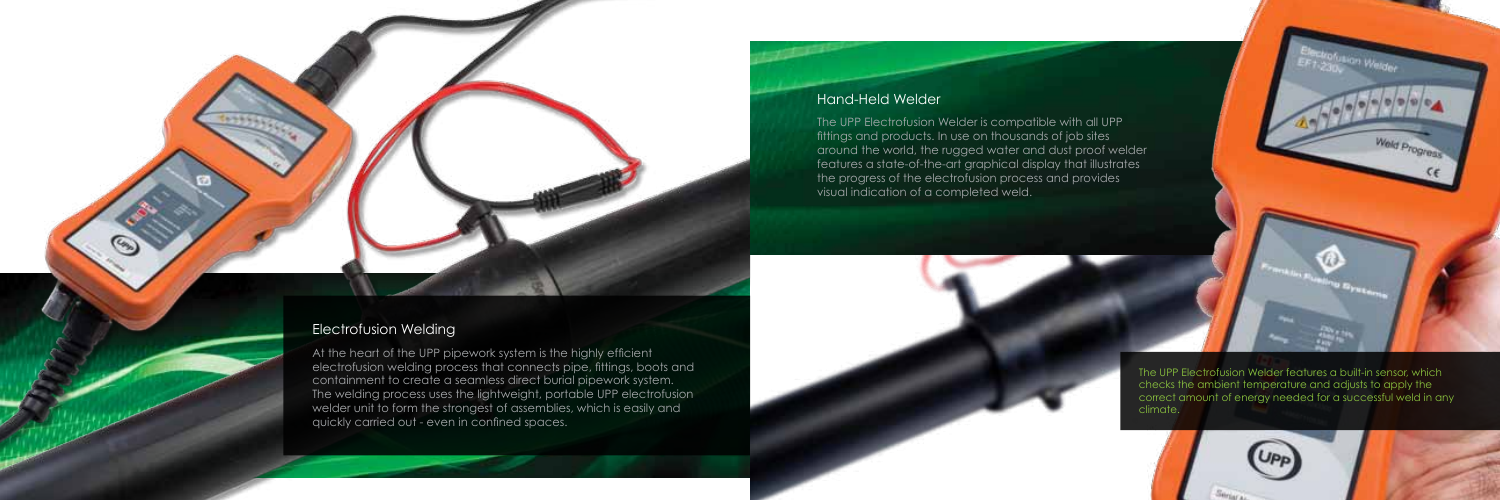## Electrofusion Welding

At the heart of the UPP pipework system is the highly efficient electrofusion welding process that connects pipe, fittings, boots and containment to create a seamless direct burial pipework system. The welding process uses the lightweight, portable UPP electrofusion welder unit to form the strongest of assemblies, which is easily and quickly carried out - even in confined spaces.

## Hand-Held Welder

The UPP Electrofusion Welder is compatible with all UPP fittings and products. In use on thousands of job sites around the world, the rugged water and dust proof welder features a state-of-the-art graphical display that illustrates the progress of the electrofusion process and provides visual indication of a completed weld.

The UPP Electrofusion Welder features a built-in sensor, which checks the ambient temperature and adjusts to apply the correct amount of energy needed for a successful weld in any climate.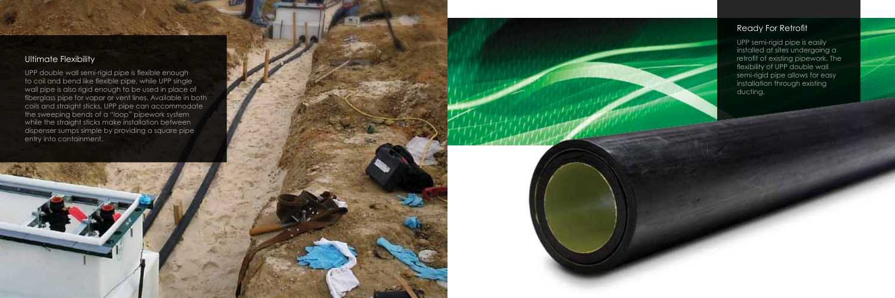## Ultimate Flexibility

UPP double wall semi-rigid pipe is flexible enough to coil and bend like flexible pipe, while UPP single wall pipe is also rigid enough to be used in place of fiberglass pipe for vapor or vent lines. Available in both coils and straight sticks, UPP pipe can accommodate the sweeping bends of a "loop" pipework system while the straight sticks make installation between dispenser sumps simple by providing a square pipe entry into containment.

## Ready For Retrofit

UPP semi-rigid pipe is easily installed at sites undergoing a retrofit of existing pipework. The flexibility of UPP double wall semi-rigid pipe allows for easy installation through existing ducting.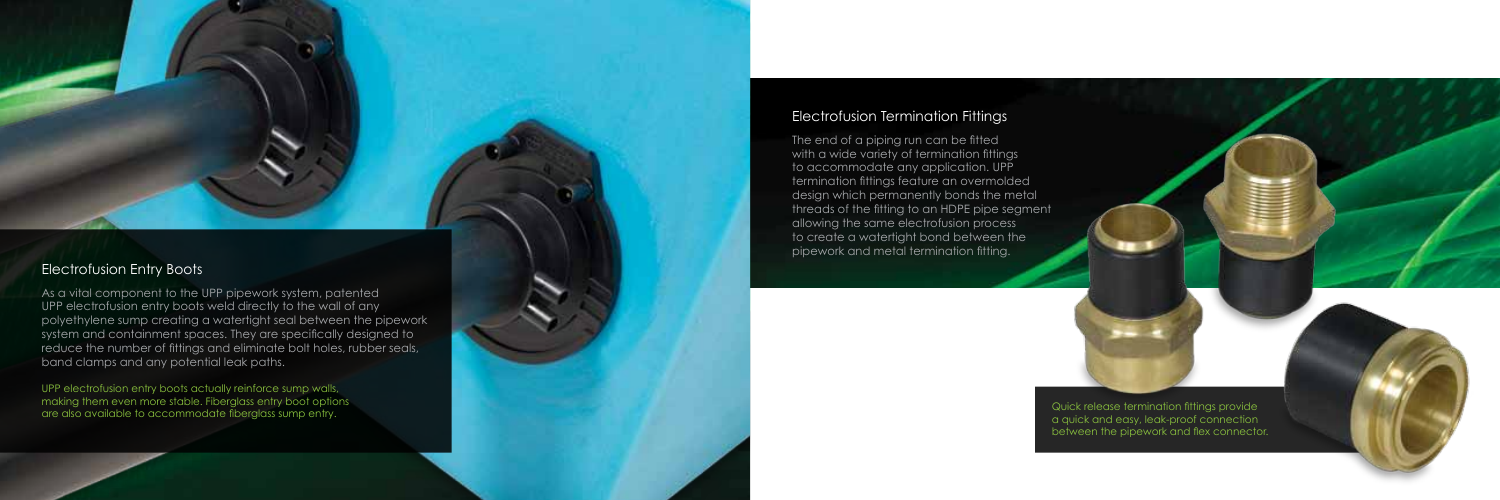## Electrofusion Entry Boots

As a vital component to the UPP pipework system, patented UPP electrofusion entry boots weld directly to the wall of any polyethylene sump creating a watertight seal between the pipework system and containment spaces. They are specifically designed to reduce the number of fittings and eliminate bolt holes, rubber seals, band clamps and any potential leak paths.

UPP electrofusion entry boots actually reinforce sump walls, making them even more stable. Fiberglass entry boot options are also available to accommodate fiberglass sump entry.

## Electrofusion Termination Fittings

The end of a piping run can be fitted with a wide variety of termination fittings to accommodate any application. UPP termination fittings feature an overmolded design which permanently bonds the metal threads of the fitting to an HDPE pipe segment allowing the same electrofusion process to create a watertight bond between the pipework and metal termination fitting.

Quick release termination fittings provide a quick and easy, leak-proof connection between the pipework and flex connector.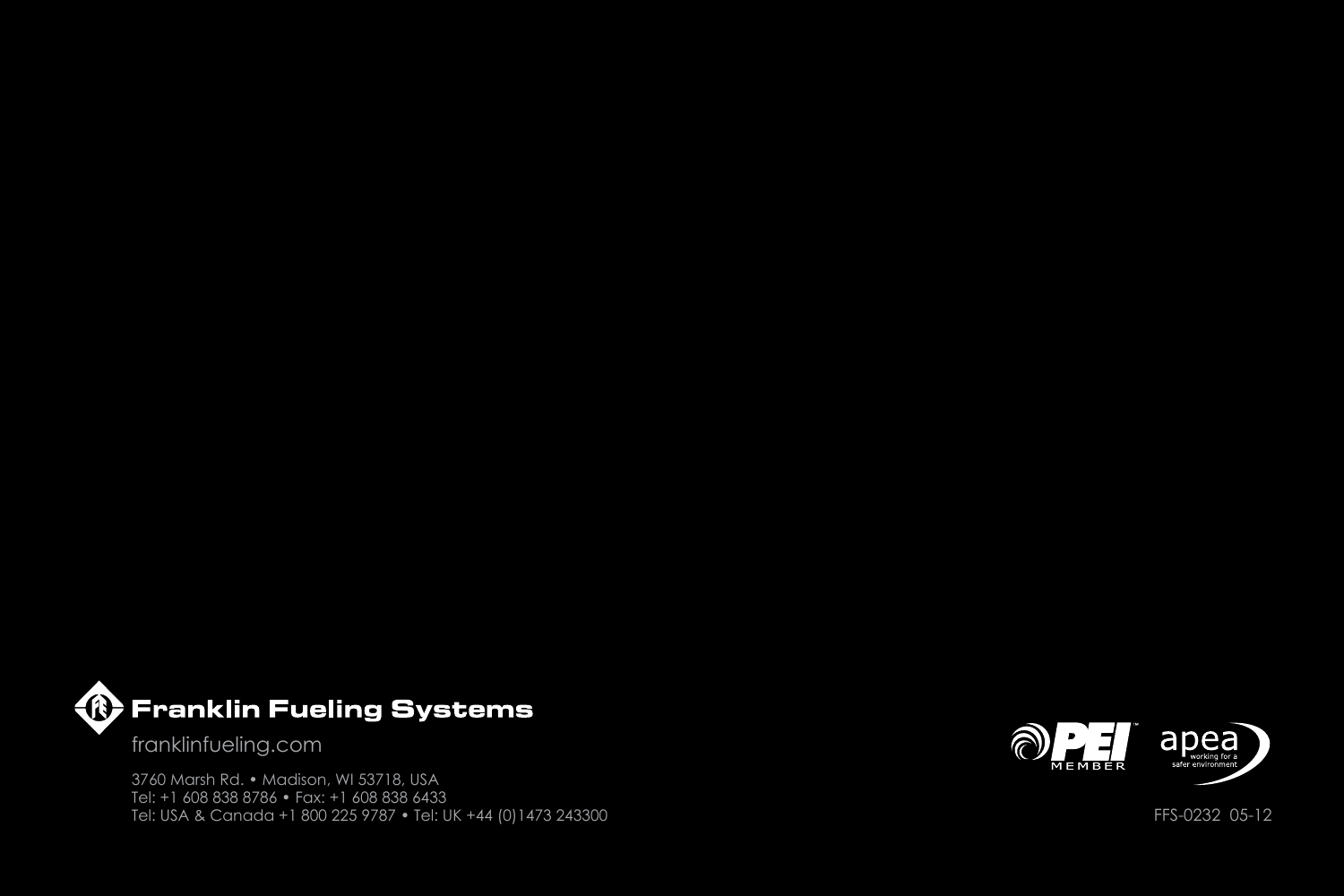**Franklin Fueling Systems**

franklinfueling.com

3760 Marsh Rd. • Madison, WI 53718, USA
Tel: +1 608 838 8786 • Fax: +1 608 838 6433
Tel: USA & Canada +1 800 225 9787 • Tel: UK +44 (0)1473 243300

PEI MEMBER

apea working for a safer environment

FFS-0232 05-12